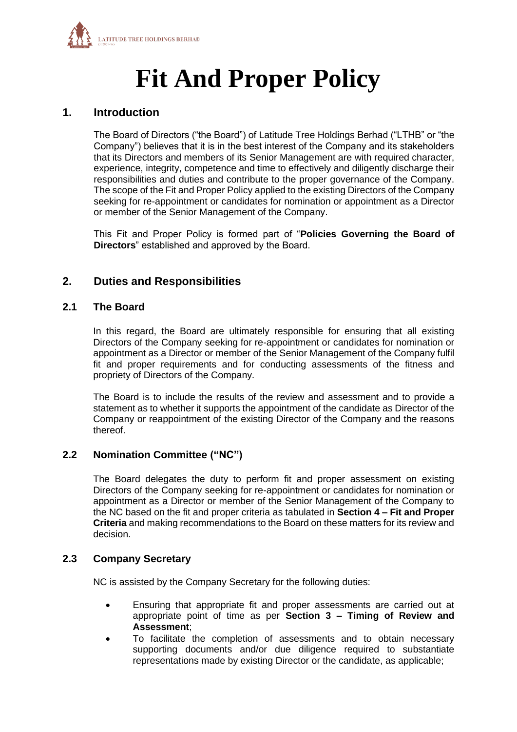# Fit And Proper Policy

## 1. Introduction

The Board of Directors ("the Board") of Latitude Tree Holdings Berhad ("LTHB" or "the Company") believes that it is in the best interest of the Company and its stakeholders that its Directors and members of its Senior Management are with required character, experience, integrity, competence and time to effectively and diligently discharge their responsibilities and duties and contribute to the proper governance of the Company. The scope of the Fit and Proper Policy applied to the existing Directors of the Company seeking for re-appointment or candidates for nomination or appointment as a Director or member of the Senior Management of the Company.

This Fit and Proper Policy is formed part of "**Policies Governing the Board of Directors**" established and approved by the Board.

## 2. Duties and Responsibilities

### 2.1 The Board

In this regard, the Board are ultimately responsible for ensuring that all existing Directors of the Company seeking for re-appointment or candidates for nomination or appointment as a Director or member of the Senior Management of the Company fulfil fit and proper requirements and for conducting assessments of the fitness and propriety of Directors of the Company.

The Board is to include the results of the review and assessment and to provide a statement as to whether it supports the appointment of the candidate as Director of the Company or reappointment of the existing Director of the Company and the reasons thereof.

### 2.2 Nomination Committee ("NC")

The Board delegates the duty to perform fit and proper assessment on existing Directors of the Company seeking for re-appointment or candidates for nomination or appointment as a Director or member of the Senior Management of the Company to the NC based on the fit and proper criteria as tabulated in **Section 4 – Fit and Proper Criteria** and making recommendations to the Board on these matters for its review and decision.

### 2.3 Company Secretary

NC is assisted by the Company Secretary for the following duties:

- Ensuring that appropriate fit and proper assessments are carried out at appropriate point of time as per **Section 3 – Timing of Review and Assessment**;
- To facilitate the completion of assessments and to obtain necessary supporting documents and/or due diligence required to substantiate representations made by existing Director or the candidate, as applicable;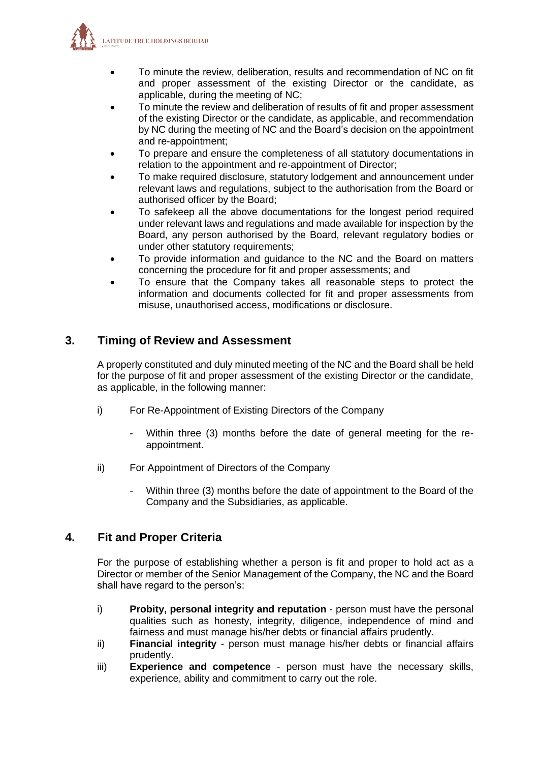- To minute the review, deliberation, results and recommendation of NC on fit and proper assessment of the existing Director or the candidate, as applicable, during the meeting of NC;
- To minute the review and deliberation of results of fit and proper assessment of the existing Director or the candidate, as applicable, and recommendation by NC during the meeting of NC and the Board's decision on the appointment and re-appointment;
- To prepare and ensure the completeness of all statutory documentations in relation to the appointment and re-appointment of Director;
- To make required disclosure, statutory lodgement and announcement under relevant laws and regulations, subject to the authorisation from the Board or authorised officer by the Board;
- To safekeep all the above documentations for the longest period required under relevant laws and regulations and made available for inspection by the Board, any person authorised by the Board, relevant regulatory bodies or under other statutory requirements;
- To provide information and guidance to the NC and the Board on matters concerning the procedure for fit and proper assessments; and
- To ensure that the Company takes all reasonable steps to protect the information and documents collected for fit and proper assessments from misuse, unauthorised access, modifications or disclosure.

## 3. Timing of Review and Assessment

A properly constituted and duly minuted meeting of the NC and the Board shall be held for the purpose of fit and proper assessment of the existing Director or the candidate, as applicable, in the following manner:

i) For Re-Appointment of Existing Directors of the Company

   - Within three (3) months before the date of general meeting for the re-appointment.

ii) For Appointment of Directors of the Company

   - Within three (3) months before the date of appointment to the Board of the Company and the Subsidiaries, as applicable.

## 4. Fit and Proper Criteria

For the purpose of establishing whether a person is fit and proper to hold act as a Director or member of the Senior Management of the Company, the NC and the Board shall have regard to the person's:

i) **Probity, personal integrity and reputation** - person must have the personal qualities such as honesty, integrity, diligence, independence of mind and fairness and must manage his/her debts or financial affairs prudently.

ii) **Financial integrity** - person must manage his/her debts or financial affairs prudently.

iii) **Experience and competence** - person must have the necessary skills, experience, ability and commitment to carry out the role.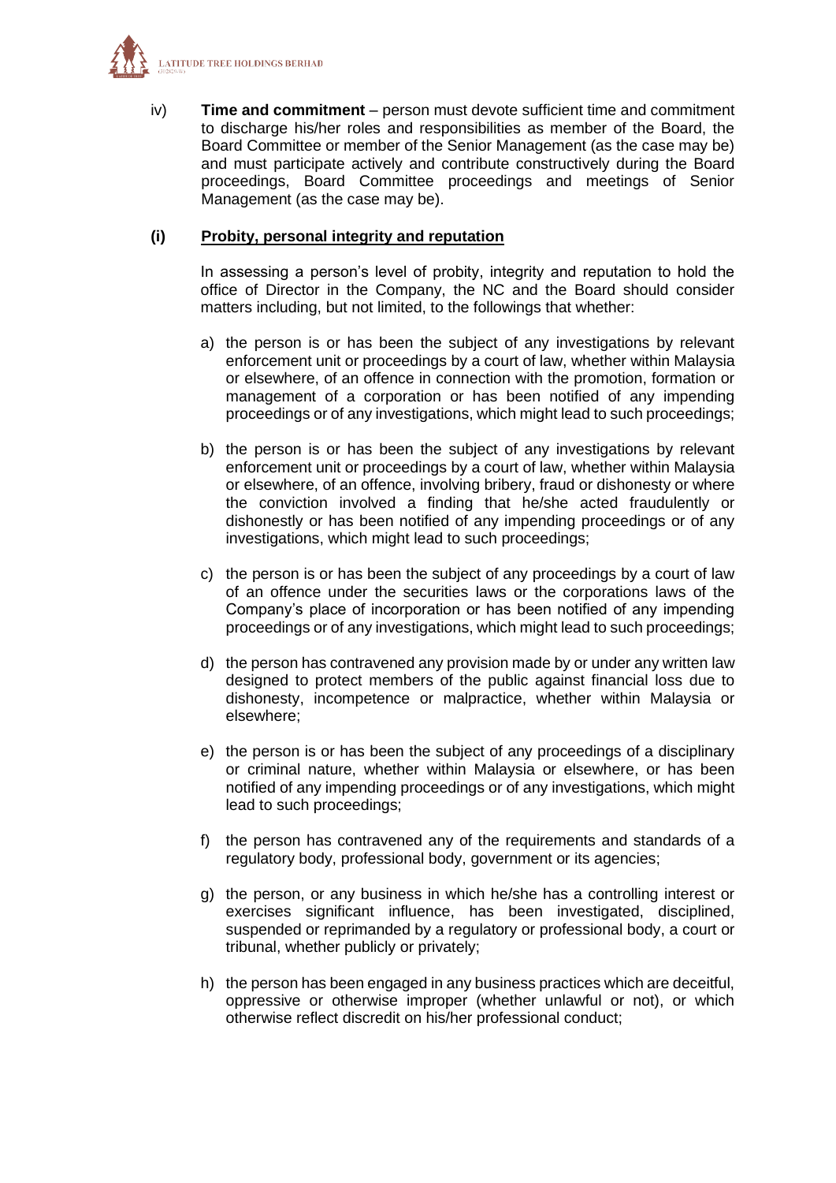iv) **Time and commitment** – person must devote sufficient time and commitment to discharge his/her roles and responsibilities as member of the Board, the Board Committee or member of the Senior Management (as the case may be) and must participate actively and contribute constructively during the Board proceedings, Board Committee proceedings and meetings of Senior Management (as the case may be).

**(i) <u>Probity, personal integrity and reputation</u>**

In assessing a person's level of probity, integrity and reputation to hold the office of Director in the Company, the NC and the Board should consider matters including, but not limited, to the followings that whether:

a) the person is or has been the subject of any investigations by relevant enforcement unit or proceedings by a court of law, whether within Malaysia or elsewhere, of an offence in connection with the promotion, formation or management of a corporation or has been notified of any impending proceedings or of any investigations, which might lead to such proceedings;

b) the person is or has been the subject of any investigations by relevant enforcement unit or proceedings by a court of law, whether within Malaysia or elsewhere, of an offence, involving bribery, fraud or dishonesty or where the conviction involved a finding that he/she acted fraudulently or dishonestly or has been notified of any impending proceedings or of any investigations, which might lead to such proceedings;

c) the person is or has been the subject of any proceedings by a court of law of an offence under the securities laws or the corporations laws of the Company's place of incorporation or has been notified of any impending proceedings or of any investigations, which might lead to such proceedings;

d) the person has contravened any provision made by or under any written law designed to protect members of the public against financial loss due to dishonesty, incompetence or malpractice, whether within Malaysia or elsewhere;

e) the person is or has been the subject of any proceedings of a disciplinary or criminal nature, whether within Malaysia or elsewhere, or has been notified of any impending proceedings or of any investigations, which might lead to such proceedings;

f) the person has contravened any of the requirements and standards of a regulatory body, professional body, government or its agencies;

g) the person, or any business in which he/she has a controlling interest or exercises significant influence, has been investigated, disciplined, suspended or reprimanded by a regulatory or professional body, a court or tribunal, whether publicly or privately;

h) the person has been engaged in any business practices which are deceitful, oppressive or otherwise improper (whether unlawful or not), or which otherwise reflect discredit on his/her professional conduct;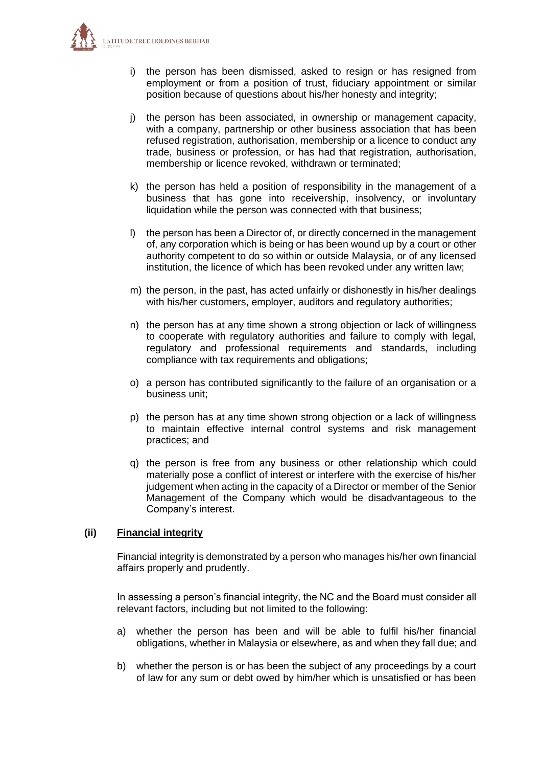i) the person has been dismissed, asked to resign or has resigned from employment or from a position of trust, fiduciary appointment or similar position because of questions about his/her honesty and integrity;

j) the person has been associated, in ownership or management capacity, with a company, partnership or other business association that has been refused registration, authorisation, membership or a licence to conduct any trade, business or profession, or has had that registration, authorisation, membership or licence revoked, withdrawn or terminated;

k) the person has held a position of responsibility in the management of a business that has gone into receivership, insolvency, or involuntary liquidation while the person was connected with that business;

l) the person has been a Director of, or directly concerned in the management of, any corporation which is being or has been wound up by a court or other authority competent to do so within or outside Malaysia, or of any licensed institution, the licence of which has been revoked under any written law;

m) the person, in the past, has acted unfairly or dishonestly in his/her dealings with his/her customers, employer, auditors and regulatory authorities;

n) the person has at any time shown a strong objection or lack of willingness to cooperate with regulatory authorities and failure to comply with legal, regulatory and professional requirements and standards, including compliance with tax requirements and obligations;

o) a person has contributed significantly to the failure of an organisation or a business unit;

p) the person has at any time shown strong objection or a lack of willingness to maintain effective internal control systems and risk management practices; and

q) the person is free from any business or other relationship which could materially pose a conflict of interest or interfere with the exercise of his/her judgement when acting in the capacity of a Director or member of the Senior Management of the Company which would be disadvantageous to the Company's interest.

**(ii) <u>Financial integrity</u>**

Financial integrity is demonstrated by a person who manages his/her own financial affairs properly and prudently.

In assessing a person's financial integrity, the NC and the Board must consider all relevant factors, including but not limited to the following:

a) whether the person has been and will be able to fulfil his/her financial obligations, whether in Malaysia or elsewhere, as and when they fall due; and

b) whether the person is or has been the subject of any proceedings by a court of law for any sum or debt owed by him/her which is unsatisfied or has been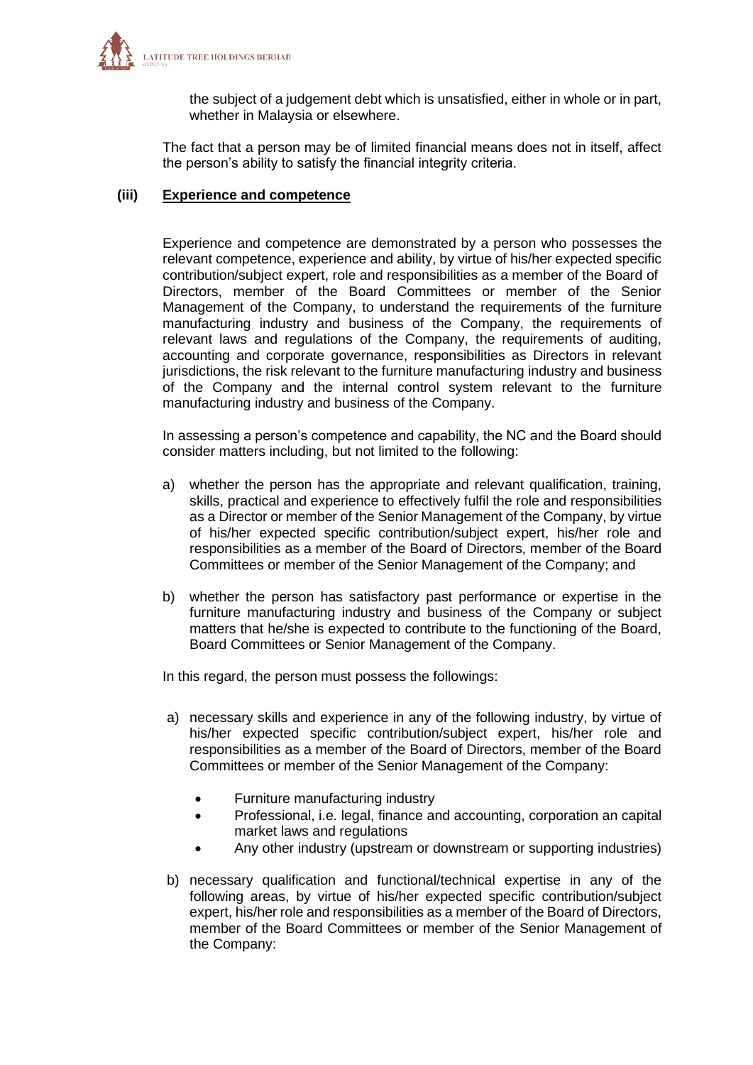the subject of a judgement debt which is unsatisfied, either in whole or in part, whether in Malaysia or elsewhere.

The fact that a person may be of limited financial means does not in itself, affect the person's ability to satisfy the financial integrity criteria.

**(iii) <u>Experience and competence</u>**

Experience and competence are demonstrated by a person who possesses the relevant competence, experience and ability, by virtue of his/her expected specific contribution/subject expert, role and responsibilities as a member of the Board of Directors, member of the Board Committees or member of the Senior Management of the Company, to understand the requirements of the furniture manufacturing industry and business of the Company, the requirements of relevant laws and regulations of the Company, the requirements of auditing, accounting and corporate governance, responsibilities as Directors in relevant jurisdictions, the risk relevant to the furniture manufacturing industry and business of the Company and the internal control system relevant to the furniture manufacturing industry and business of the Company.

In assessing a person's competence and capability, the NC and the Board should consider matters including, but not limited to the following:

a) whether the person has the appropriate and relevant qualification, training, skills, practical and experience to effectively fulfil the role and responsibilities as a Director or member of the Senior Management of the Company, by virtue of his/her expected specific contribution/subject expert, his/her role and responsibilities as a member of the Board of Directors, member of the Board Committees or member of the Senior Management of the Company; and

b) whether the person has satisfactory past performance or expertise in the furniture manufacturing industry and business of the Company or subject matters that he/she is expected to contribute to the functioning of the Board, Board Committees or Senior Management of the Company.

In this regard, the person must possess the followings:

a) necessary skills and experience in any of the following industry, by virtue of his/her expected specific contribution/subject expert, his/her role and responsibilities as a member of the Board of Directors, member of the Board Committees or member of the Senior Management of the Company:

   - Furniture manufacturing industry
   - Professional, i.e. legal, finance and accounting, corporation an capital market laws and regulations
   - Any other industry (upstream or downstream or supporting industries)

b) necessary qualification and functional/technical expertise in any of the following areas, by virtue of his/her expected specific contribution/subject expert, his/her role and responsibilities as a member of the Board of Directors, member of the Board Committees or member of the Senior Management of the Company: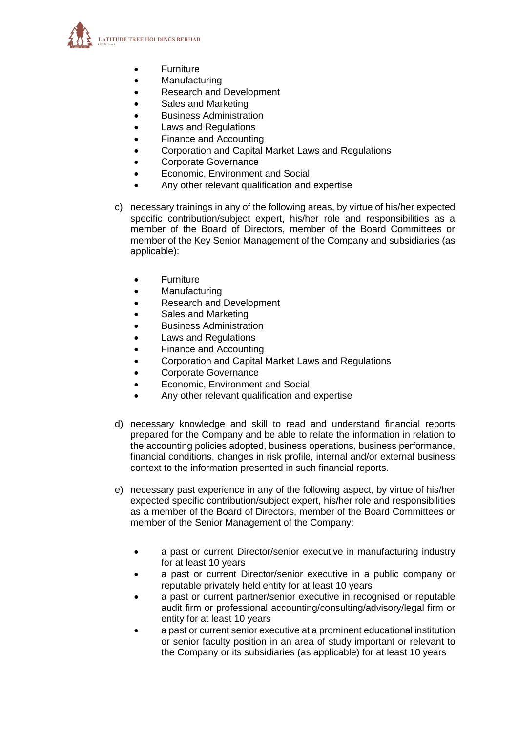- Furniture
- Manufacturing
- Research and Development
- Sales and Marketing
- Business Administration
- Laws and Regulations
- Finance and Accounting
- Corporation and Capital Market Laws and Regulations
- Corporate Governance
- Economic, Environment and Social
- Any other relevant qualification and expertise

c) necessary trainings in any of the following areas, by virtue of his/her expected specific contribution/subject expert, his/her role and responsibilities as a member of the Board of Directors, member of the Board Committees or member of the Key Senior Management of the Company and subsidiaries (as applicable):

- Furniture
- Manufacturing
- Research and Development
- Sales and Marketing
- Business Administration
- Laws and Regulations
- Finance and Accounting
- Corporation and Capital Market Laws and Regulations
- Corporate Governance
- Economic, Environment and Social
- Any other relevant qualification and expertise

d) necessary knowledge and skill to read and understand financial reports prepared for the Company and be able to relate the information in relation to the accounting policies adopted, business operations, business performance, financial conditions, changes in risk profile, internal and/or external business context to the information presented in such financial reports.

e) necessary past experience in any of the following aspect, by virtue of his/her expected specific contribution/subject expert, his/her role and responsibilities as a member of the Board of Directors, member of the Board Committees or member of the Senior Management of the Company:

- a past or current Director/senior executive in manufacturing industry for at least 10 years
- a past or current Director/senior executive in a public company or reputable privately held entity for at least 10 years
- a past or current partner/senior executive in recognised or reputable audit firm or professional accounting/consulting/advisory/legal firm or entity for at least 10 years
- a past or current senior executive at a prominent educational institution or senior faculty position in an area of study important or relevant to the Company or its subsidiaries (as applicable) for at least 10 years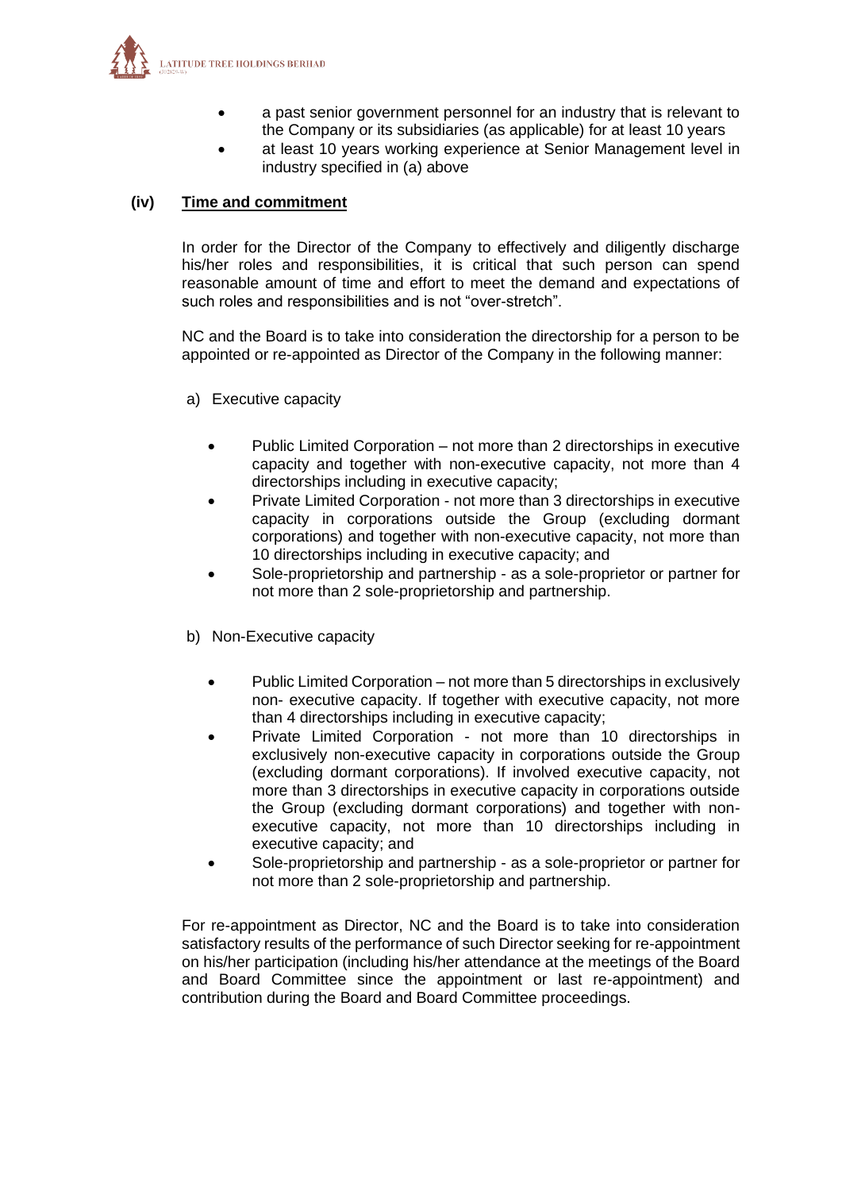- a past senior government personnel for an industry that is relevant to the Company or its subsidiaries (as applicable) for at least 10 years
- at least 10 years working experience at Senior Management level in industry specified in (a) above

**(iv) <u>Time and commitment</u>**

In order for the Director of the Company to effectively and diligently discharge his/her roles and responsibilities, it is critical that such person can spend reasonable amount of time and effort to meet the demand and expectations of such roles and responsibilities and is not "over-stretch".

NC and the Board is to take into consideration the directorship for a person to be appointed or re-appointed as Director of the Company in the following manner:

a) Executive capacity

- Public Limited Corporation – not more than 2 directorships in executive capacity and together with non-executive capacity, not more than 4 directorships including in executive capacity;
- Private Limited Corporation - not more than 3 directorships in executive capacity in corporations outside the Group (excluding dormant corporations) and together with non-executive capacity, not more than 10 directorships including in executive capacity; and
- Sole-proprietorship and partnership - as a sole-proprietor or partner for not more than 2 sole-proprietorship and partnership.

b) Non-Executive capacity

- Public Limited Corporation – not more than 5 directorships in exclusively non- executive capacity. If together with executive capacity, not more than 4 directorships including in executive capacity;
- Private Limited Corporation - not more than 10 directorships in exclusively non-executive capacity in corporations outside the Group (excluding dormant corporations). If involved executive capacity, not more than 3 directorships in executive capacity in corporations outside the Group (excluding dormant corporations) and together with non-executive capacity, not more than 10 directorships including in executive capacity; and
- Sole-proprietorship and partnership - as a sole-proprietor or partner for not more than 2 sole-proprietorship and partnership.

For re-appointment as Director, NC and the Board is to take into consideration satisfactory results of the performance of such Director seeking for re-appointment on his/her participation (including his/her attendance at the meetings of the Board and Board Committee since the appointment or last re-appointment) and contribution during the Board and Board Committee proceedings.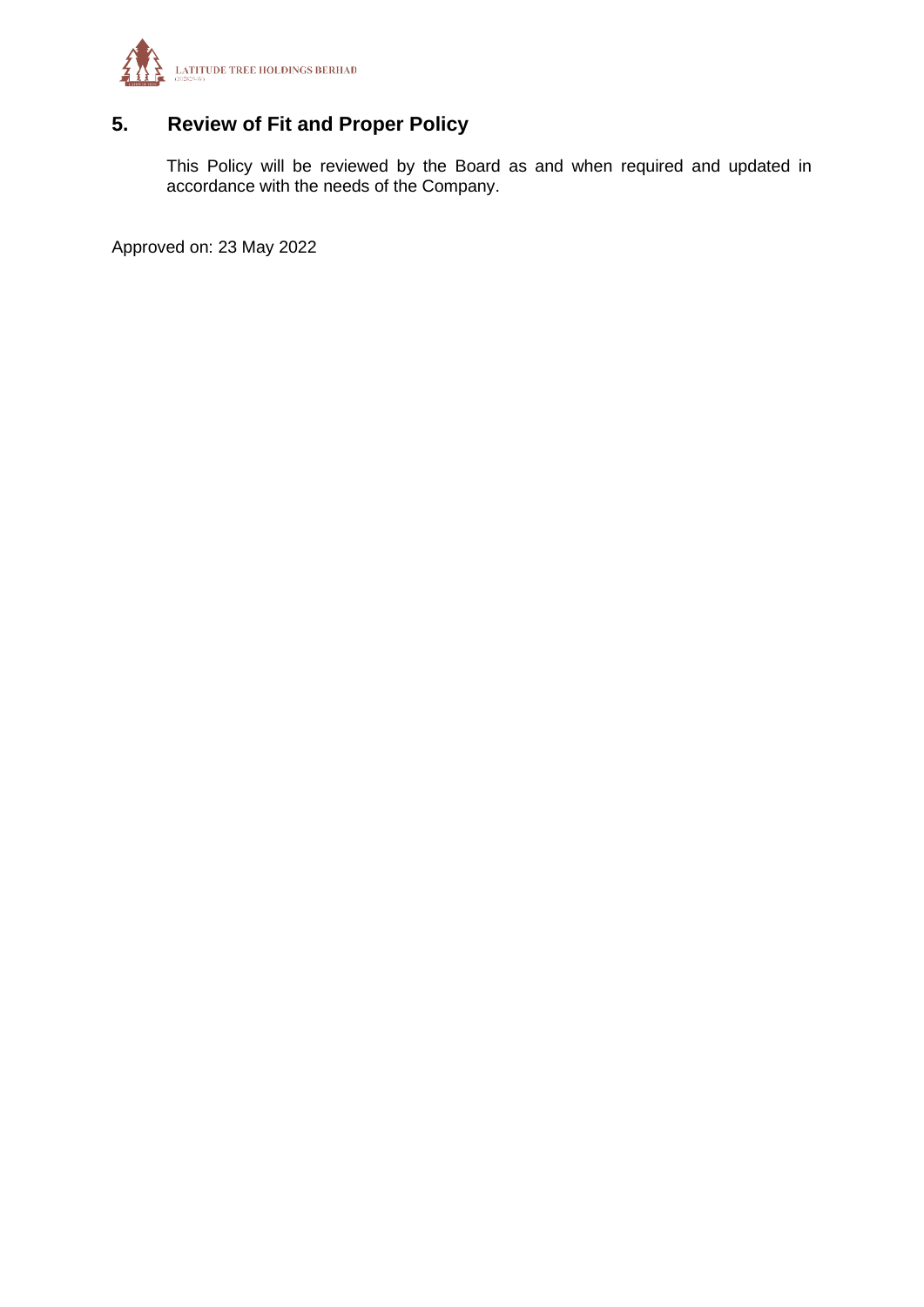## 5. Review of Fit and Proper Policy

This Policy will be reviewed by the Board as and when required and updated in accordance with the needs of the Company.

Approved on: 23 May 2022